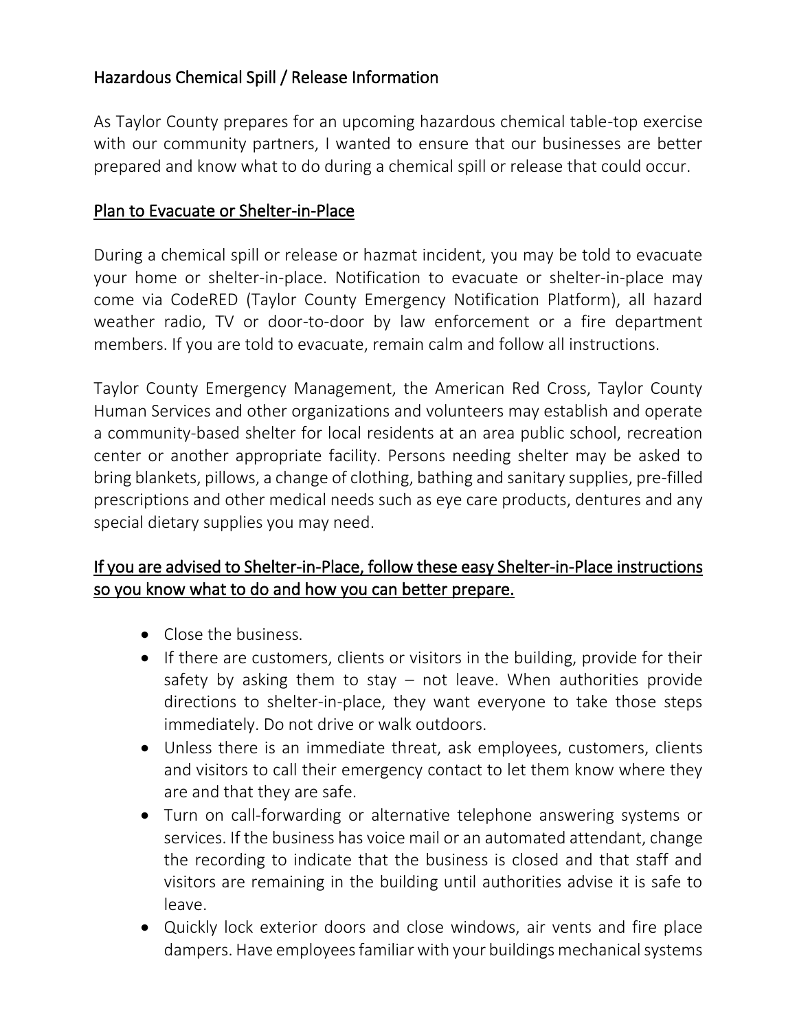# Hazardous Chemical Spill / Release Information

As Taylor County prepares for an upcoming hazardous chemical table-top exercise with our community partners, I wanted to ensure that our businesses are better prepared and know what to do during a chemical spill or release that could occur.

## Plan to Evacuate or Shelter-in-Place

During a chemical spill or release or hazmat incident, you may be told to evacuate your home or shelter-in-place. Notification to evacuate or shelter-in-place may come via CodeRED (Taylor County Emergency Notification Platform), all hazard weather radio, TV or door-to-door by law enforcement or a fire department members. If you are told to evacuate, remain calm and follow all instructions.

Taylor County Emergency Management, the American Red Cross, Taylor County Human Services and other organizations and volunteers may establish and operate a community-based shelter for local residents at an area public school, recreation center or another appropriate facility. Persons needing shelter may be asked to bring blankets, pillows, a change of clothing, bathing and sanitary supplies, pre-filled prescriptions and other medical needs such as eye care products, dentures and any special dietary supplies you may need.

## If you are advised to Shelter-in-Place, follow these easy Shelter-in-Place instructions so you know what to do and how you can better prepare.

- Close the business.
- If there are customers, clients or visitors in the building, provide for their safety by asking them to stay – not leave. When authorities provide directions to shelter-in-place, they want everyone to take those steps immediately. Do not drive or walk outdoors.
- Unless there is an immediate threat, ask employees, customers, clients and visitors to call their emergency contact to let them know where they are and that they are safe.
- Turn on call-forwarding or alternative telephone answering systems or services. If the business has voice mail or an automated attendant, change the recording to indicate that the business is closed and that staff and visitors are remaining in the building until authorities advise it is safe to leave.
- Quickly lock exterior doors and close windows, air vents and fire place dampers. Have employees familiar with your buildings mechanical systems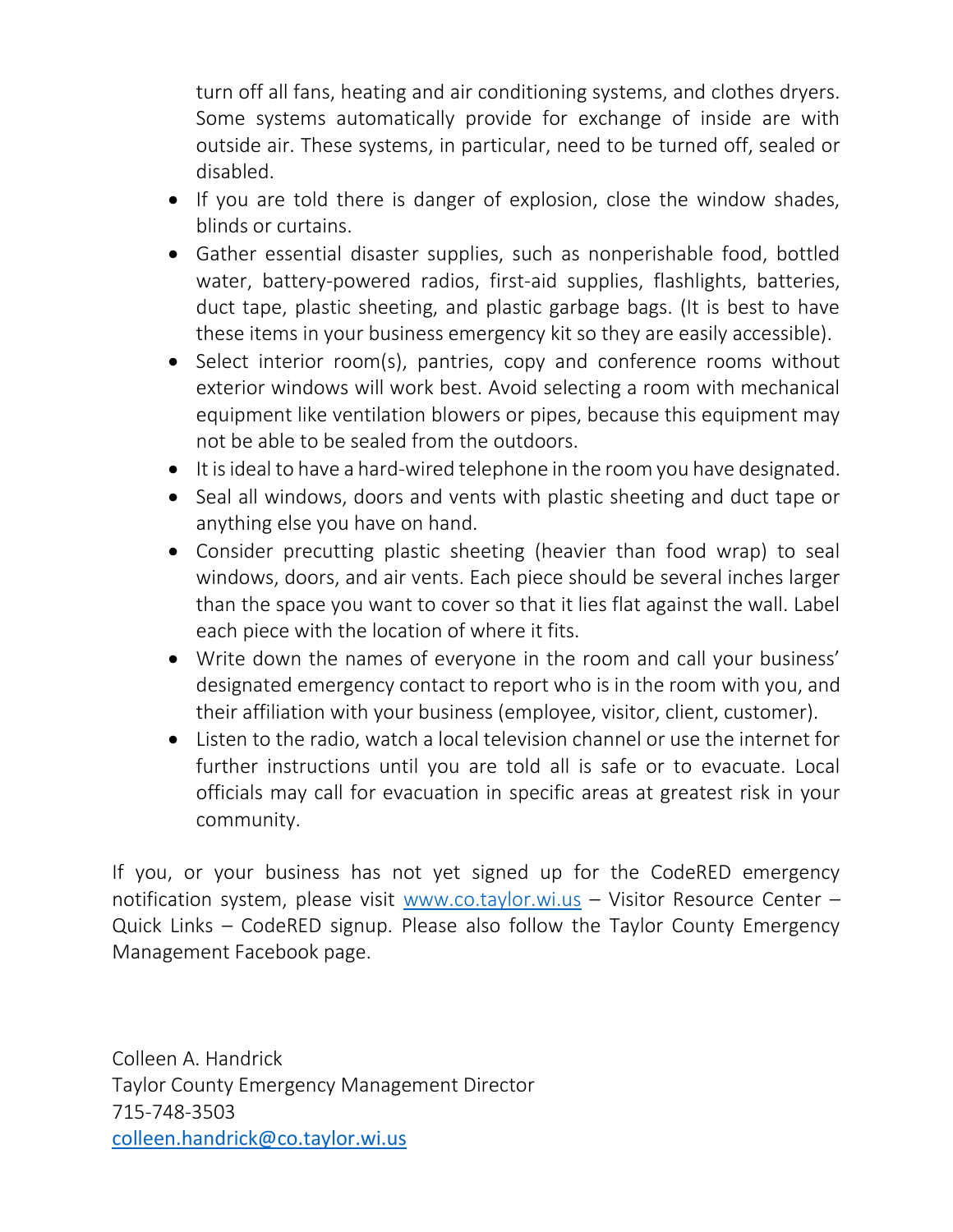turn off all fans, heating and air conditioning systems, and clothes dryers. Some systems automatically provide for exchange of inside are with outside air. These systems, in particular, need to be turned off, sealed or disabled.

- If you are told there is danger of explosion, close the window shades, blinds or curtains.
- Gather essential disaster supplies, such as nonperishable food, bottled water, battery-powered radios, first-aid supplies, flashlights, batteries, duct tape, plastic sheeting, and plastic garbage bags. (It is best to have these items in your business emergency kit so they are easily accessible).
- Select interior room(s), pantries, copy and conference rooms without exterior windows will work best. Avoid selecting a room with mechanical equipment like ventilation blowers or pipes, because this equipment may not be able to be sealed from the outdoors.
- It is ideal to have a hard-wired telephone in the room you have designated.
- Seal all windows, doors and vents with plastic sheeting and duct tape or anything else you have on hand.
- Consider precutting plastic sheeting (heavier than food wrap) to seal windows, doors, and air vents. Each piece should be several inches larger than the space you want to cover so that it lies flat against the wall. Label each piece with the location of where it fits.
- Write down the names of everyone in the room and call your business' designated emergency contact to report who is in the room with you, and their affiliation with your business (employee, visitor, client, customer).
- Listen to the radio, watch a local television channel or use the internet for further instructions until you are told all is safe or to evacuate. Local officials may call for evacuation in specific areas at greatest risk in your community.

If you, or your business has not yet signed up for the CodeRED emergency notification system, please visit www.co.taylor.wi.us – Visitor Resource Center – Quick Links – CodeRED signup. Please also follow the Taylor County Emergency Management Facebook page.

Colleen A. Handrick
Taylor County Emergency Management Director
715-748-3503
colleen.handrick@co.taylor.wi.us